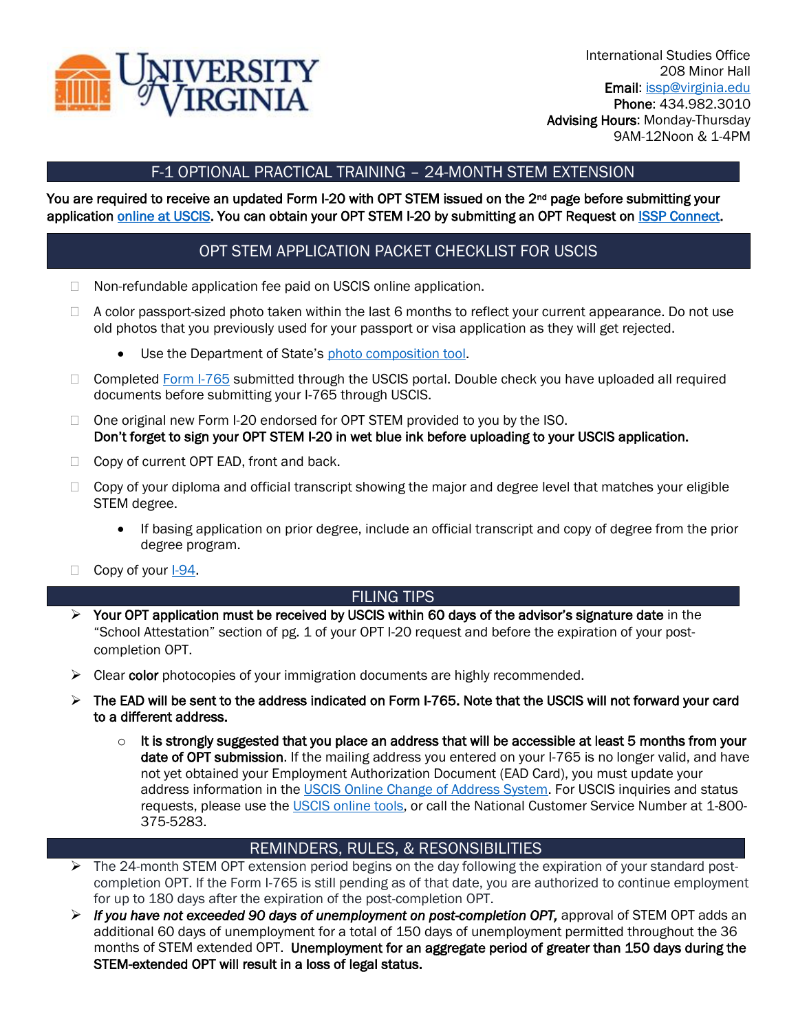International Studies Office
208 Minor Hall
**Email**: issp@virginia.edu
**Phone**: 434.982.3010
**Advising Hours**: Monday-Thursday
9AM-12Noon & 1-4PM

## F-1 OPTIONAL PRACTICAL TRAINING – 24-MONTH STEM EXTENSION

**You are required to receive an updated Form I-20 with OPT STEM issued on the 2nd page before submitting your application [online at USCIS](). You can obtain your OPT STEM I-20 by submitting an OPT Request on [ISSP Connect]().**

## OPT STEM APPLICATION PACKET CHECKLIST FOR USCIS

- ☐ Non-refundable application fee paid on USCIS online application.
- ☐ A color passport-sized photo taken within the last 6 months to reflect your current appearance. Do not use old photos that you previously used for your passport or visa application as they will get rejected.
  - Use the Department of State's [photo composition tool]().
- ☐ Completed [Form I-765]() submitted through the USCIS portal. Double check you have uploaded all required documents before submitting your I-765 through USCIS.
- ☐ One original new Form I-20 endorsed for OPT STEM provided to you by the ISO.
  **Don't forget to sign your OPT STEM I-20 in wet blue ink before uploading to your USCIS application.**
- ☐ Copy of current OPT EAD, front and back.
- ☐ Copy of your diploma and official transcript showing the major and degree level that matches your eligible STEM degree.
  - If basing application on prior degree, include an official transcript and copy of degree from the prior degree program.
- ☐ Copy of your [I-94]().

## FILING TIPS

- **Your OPT application must be received by USCIS within 60 days of the advisor's signature date** in the "School Attestation" section of pg. 1 of your OPT I-20 request and before the expiration of your post-completion OPT.
- Clear **color** photocopies of your immigration documents are highly recommended.
- **The EAD will be sent to the address indicated on Form I-765. Note that the USCIS will not forward your card to a different address.**
  - **It is strongly suggested that you place an address that will be accessible at least 5 months from your date of OPT submission.** If the mailing address you entered on your I-765 is no longer valid, and have not yet obtained your Employment Authorization Document (EAD Card), you must update your address information in the [USCIS Online Change of Address System](). For USCIS inquiries and status requests, please use the [USCIS online tools](), or call the National Customer Service Number at 1-800-375-5283.

## REMINDERS, RULES, & RESONSIBILITIES

- The 24-month STEM OPT extension period begins on the day following the expiration of your standard post-completion OPT. If the Form I-765 is still pending as of that date, you are authorized to continue employment for up to 180 days after the expiration of the post-completion OPT.
- ***If you have not exceeded 90 days of unemployment on post-completion OPT,*** approval of STEM OPT adds an additional 60 days of unemployment for a total of 150 days of unemployment permitted throughout the 36 months of STEM extended OPT. **Unemployment for an aggregate period of greater than 150 days during the STEM-extended OPT will result in a loss of legal status.**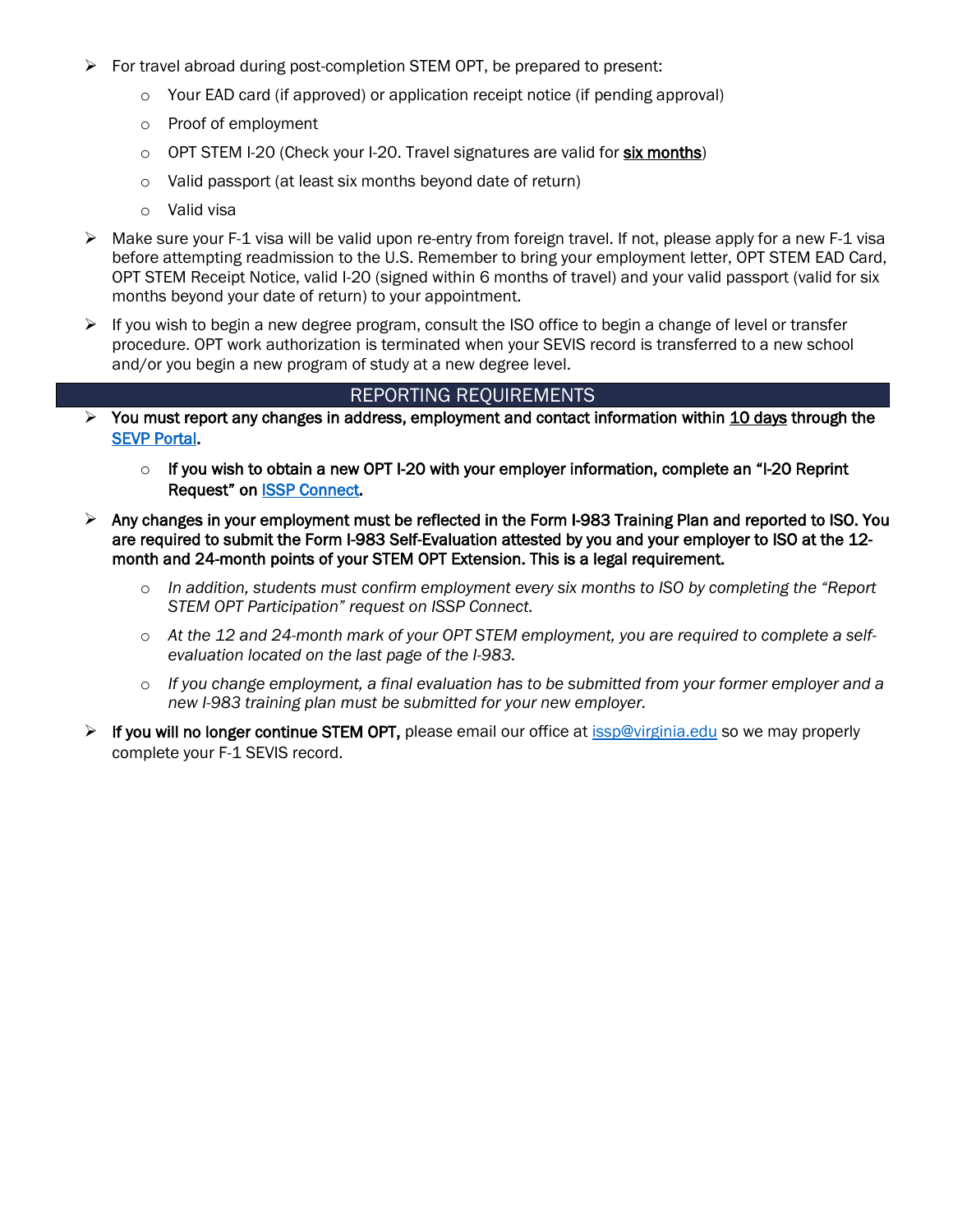- For travel abroad during post-completion STEM OPT, be prepared to present:
  - Your EAD card (if approved) or application receipt notice (if pending approval)
  - Proof of employment
  - OPT STEM I-20 (Check your I-20. Travel signatures are valid for **six months**)
  - Valid passport (at least six months beyond date of return)
  - Valid visa
- Make sure your F-1 visa will be valid upon re-entry from foreign travel. If not, please apply for a new F-1 visa before attempting readmission to the U.S. Remember to bring your employment letter, OPT STEM EAD Card, OPT STEM Receipt Notice, valid I-20 (signed within 6 months of travel) and your valid passport (valid for six months beyond your date of return) to your appointment.
- If you wish to begin a new degree program, consult the ISO office to begin a change of level or transfer procedure. OPT work authorization is terminated when your SEVIS record is transferred to a new school and/or you begin a new program of study at a new degree level.

## REPORTING REQUIREMENTS

- **You must report any changes in address, employment and contact information within 10 days through the SEVP Portal.**
  - **If you wish to obtain a new OPT I-20 with your employer information, complete an "I-20 Reprint Request" on ISSP Connect.**
- **Any changes in your employment must be reflected in the Form I-983 Training Plan and reported to ISO. You are required to submit the Form I-983 Self-Evaluation attested by you and your employer to ISO at the 12-month and 24-month points of your STEM OPT Extension. This is a legal requirement.**
  - *In addition, students must confirm employment every six months to ISO by completing the "Report STEM OPT Participation" request on ISSP Connect.*
  - *At the 12 and 24-month mark of your OPT STEM employment, you are required to complete a self-evaluation located on the last page of the I-983.*
  - *If you change employment, a final evaluation has to be submitted from your former employer and a new I-983 training plan must be submitted for your new employer.*
- **If you will no longer continue STEM OPT,** please email our office at issp@virginia.edu so we may properly complete your F-1 SEVIS record.